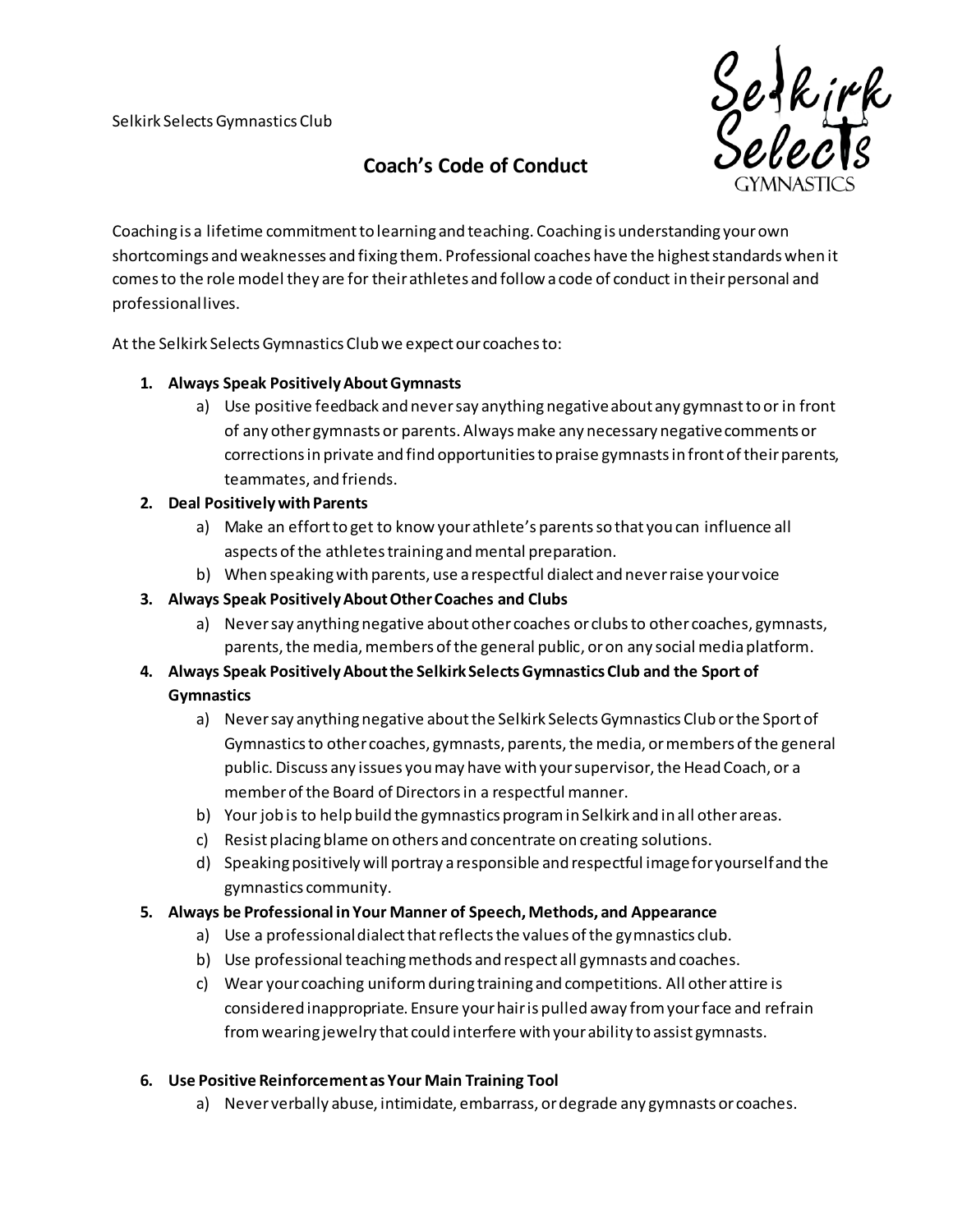Selkirk Selects Gymnastics Club

# Coach's Code of Conduct

Coaching is a lifetime commitment to learning and teaching. Coaching is understanding your own shortcomings and weaknesses and fixing them. Professional coaches have the highest standards when it comes to the role model they are for their athletes and follow a code of conduct in their personal and professional lives.

At the Selkirk Selects Gymnastics Club we expect our coaches to:

1. **Always Speak Positively About Gymnasts**
   a) Use positive feedback and never say anything negative about any gymnast to or in front of any other gymnasts or parents. Always make any necessary negative comments or corrections in private and find opportunities to praise gymnasts in front of their parents, teammates, and friends.
2. **Deal Positively with Parents**
   a) Make an effort to get to know your athlete's parents so that you can influence all aspects of the athletes training and mental preparation.
   b) When speaking with parents, use a respectful dialect and never raise your voice
3. **Always Speak Positively About Other Coaches and Clubs**
   a) Never say anything negative about other coaches or clubs to other coaches, gymnasts, parents, the media, members of the general public, or on any social media platform.
4. **Always Speak Positively About the Selkirk Selects Gymnastics Club and the Sport of Gymnastics**
   a) Never say anything negative about the Selkirk Selects Gymnastics Club or the Sport of Gymnastics to other coaches, gymnasts, parents, the media, or members of the general public. Discuss any issues you may have with your supervisor, the Head Coach, or a member of the Board of Directors in a respectful manner.
   b) Your job is to help build the gymnastics program in Selkirk and in all other areas.
   c) Resist placing blame on others and concentrate on creating solutions.
   d) Speaking positively will portray a responsible and respectful image for yourself and the gymnastics community.
5. **Always be Professional in Your Manner of Speech, Methods, and Appearance**
   a) Use a professional dialect that reflects the values of the gymnastics club.
   b) Use professional teaching methods and respect all gymnasts and coaches.
   c) Wear your coaching uniform during training and competitions. All other attire is considered inappropriate. Ensure your hair is pulled away from your face and refrain from wearing jewelry that could interfere with your ability to assist gymnasts.
6. **Use Positive Reinforcement as Your Main Training Tool**
   a) Never verbally abuse, intimidate, embarrass, or degrade any gymnasts or coaches.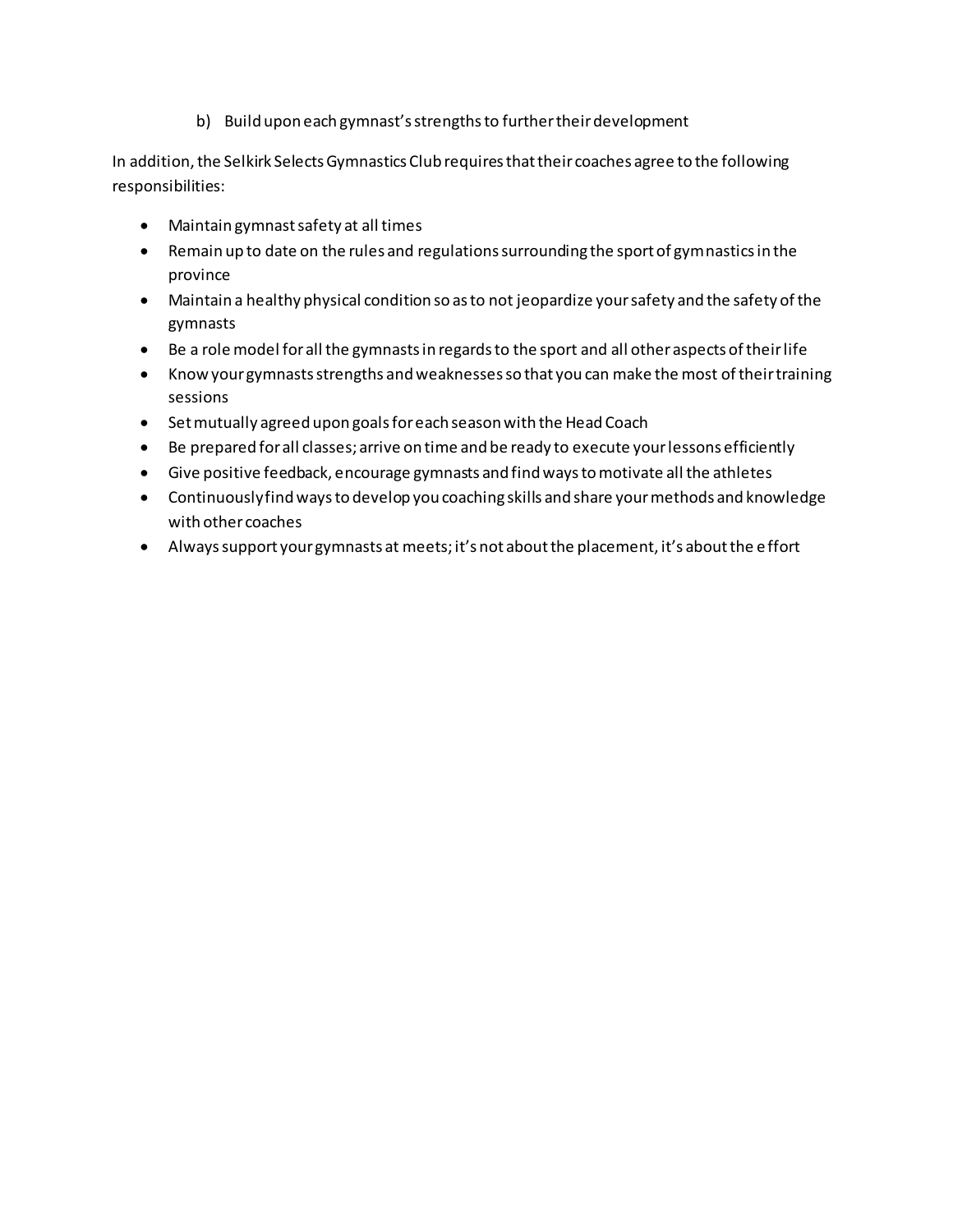b) Build upon each gymnast's strengths to further their development

In addition, the Selkirk Selects Gymnastics Club requires that their coaches agree to the following responsibilities:

- Maintain gymnast safety at all times
- Remain up to date on the rules and regulations surrounding the sport of gymnastics in the province
- Maintain a healthy physical condition so as to not jeopardize your safety and the safety of the gymnasts
- Be a role model for all the gymnasts in regards to the sport and all other aspects of their life
- Know your gymnasts strengths and weaknesses so that you can make the most of their training sessions
- Set mutually agreed upon goals for each season with the Head Coach
- Be prepared for all classes; arrive on time and be ready to execute your lessons efficiently
- Give positive feedback, encourage gymnasts and find ways to motivate all the athletes
- Continuously find ways to develop you coaching skills and share your methods and knowledge with other coaches
- Always support your gymnasts at meets; it's not about the placement, it's about the effort